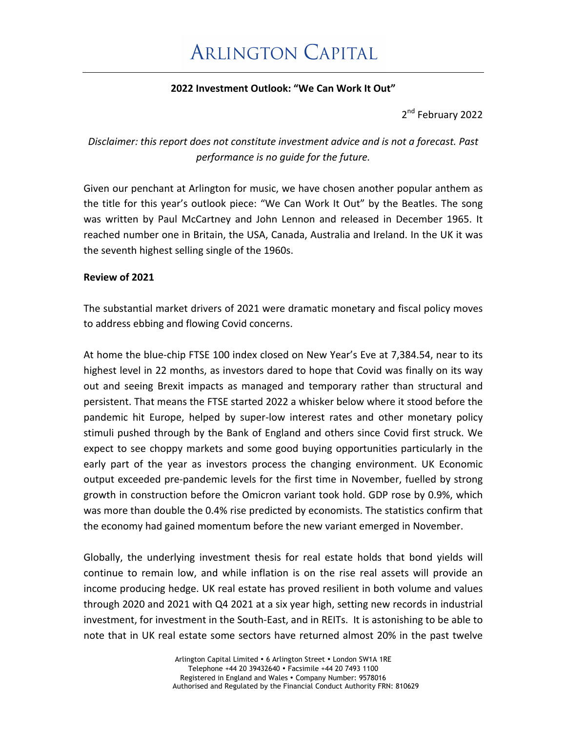# ARLINGTON CAPITAL

## 2022 Investment Outlook: "We Can Work It Out"

2nd February 2022

*Disclaimer: this report does not constitute investment advice and is not a forecast. Past performance is no guide for the future.*

Given our penchant at Arlington for music, we have chosen another popular anthem as the title for this year's outlook piece: "We Can Work It Out" by the Beatles. The song was written by Paul McCartney and John Lennon and released in December 1965. It reached number one in Britain, the USA, Canada, Australia and Ireland. In the UK it was the seventh highest selling single of the 1960s.

**Review of 2021**

The substantial market drivers of 2021 were dramatic monetary and fiscal policy moves to address ebbing and flowing Covid concerns.

At home the blue-chip FTSE 100 index closed on New Year's Eve at 7,384.54, near to its highest level in 22 months, as investors dared to hope that Covid was finally on its way out and seeing Brexit impacts as managed and temporary rather than structural and persistent. That means the FTSE started 2022 a whisker below where it stood before the pandemic hit Europe, helped by super-low interest rates and other monetary policy stimuli pushed through by the Bank of England and others since Covid first struck. We expect to see choppy markets and some good buying opportunities particularly in the early part of the year as investors process the changing environment. UK Economic output exceeded pre-pandemic levels for the first time in November, fuelled by strong growth in construction before the Omicron variant took hold. GDP rose by 0.9%, which was more than double the 0.4% rise predicted by economists. The statistics confirm that the economy had gained momentum before the new variant emerged in November.

Globally, the underlying investment thesis for real estate holds that bond yields will continue to remain low, and while inflation is on the rise real assets will provide an income producing hedge. UK real estate has proved resilient in both volume and values through 2020 and 2021 with Q4 2021 at a six year high, setting new records in industrial investment, for investment in the South-East, and in REITs. It is astonishing to be able to note that in UK real estate some sectors have returned almost 20% in the past twelve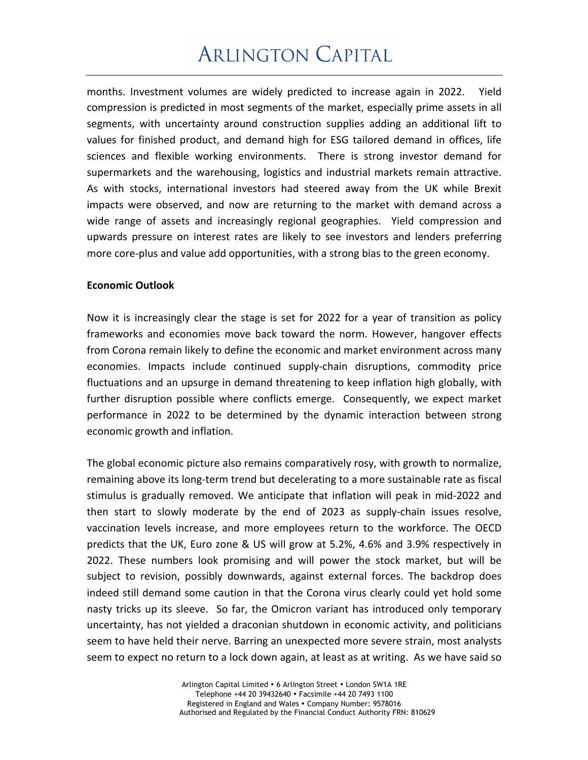months. Investment volumes are widely predicted to increase again in 2022. Yield compression is predicted in most segments of the market, especially prime assets in all segments, with uncertainty around construction supplies adding an additional lift to values for finished product, and demand high for ESG tailored demand in offices, life sciences and flexible working environments. There is strong investor demand for supermarkets and the warehousing, logistics and industrial markets remain attractive. As with stocks, international investors had steered away from the UK while Brexit impacts were observed, and now are returning to the market with demand across a wide range of assets and increasingly regional geographies. Yield compression and upwards pressure on interest rates are likely to see investors and lenders preferring more core-plus and value add opportunities, with a strong bias to the green economy.

**Economic Outlook**

Now it is increasingly clear the stage is set for 2022 for a year of transition as policy frameworks and economies move back toward the norm. However, hangover effects from Corona remain likely to define the economic and market environment across many economies. Impacts include continued supply-chain disruptions, commodity price fluctuations and an upsurge in demand threatening to keep inflation high globally, with further disruption possible where conflicts emerge. Consequently, we expect market performance in 2022 to be determined by the dynamic interaction between strong economic growth and inflation.

The global economic picture also remains comparatively rosy, with growth to normalize, remaining above its long-term trend but decelerating to a more sustainable rate as fiscal stimulus is gradually removed. We anticipate that inflation will peak in mid-2022 and then start to slowly moderate by the end of 2023 as supply-chain issues resolve, vaccination levels increase, and more employees return to the workforce. The OECD predicts that the UK, Euro zone & US will grow at 5.2%, 4.6% and 3.9% respectively in 2022. These numbers look promising and will power the stock market, but will be subject to revision, possibly downwards, against external forces. The backdrop does indeed still demand some caution in that the Corona virus clearly could yet hold some nasty tricks up its sleeve. So far, the Omicron variant has introduced only temporary uncertainty, has not yielded a draconian shutdown in economic activity, and politicians seem to have held their nerve. Barring an unexpected more severe strain, most analysts seem to expect no return to a lock down again, at least as at writing. As we have said so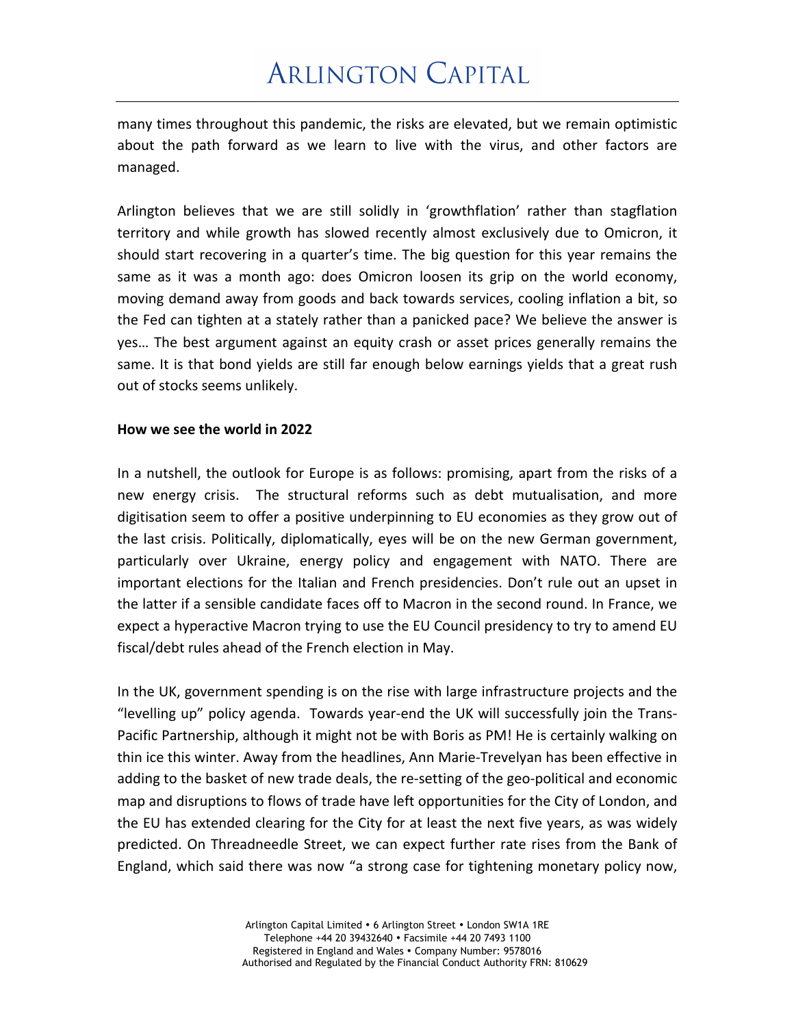many times throughout this pandemic, the risks are elevated, but we remain optimistic about the path forward as we learn to live with the virus, and other factors are managed.

Arlington believes that we are still solidly in 'growthflation' rather than stagflation territory and while growth has slowed recently almost exclusively due to Omicron, it should start recovering in a quarter's time. The big question for this year remains the same as it was a month ago: does Omicron loosen its grip on the world economy, moving demand away from goods and back towards services, cooling inflation a bit, so the Fed can tighten at a stately rather than a panicked pace? We believe the answer is yes… The best argument against an equity crash or asset prices generally remains the same. It is that bond yields are still far enough below earnings yields that a great rush out of stocks seems unlikely.

**How we see the world in 2022**

In a nutshell, the outlook for Europe is as follows: promising, apart from the risks of a new energy crisis. The structural reforms such as debt mutualisation, and more digitisation seem to offer a positive underpinning to EU economies as they grow out of the last crisis. Politically, diplomatically, eyes will be on the new German government, particularly over Ukraine, energy policy and engagement with NATO. There are important elections for the Italian and French presidencies. Don't rule out an upset in the latter if a sensible candidate faces off to Macron in the second round. In France, we expect a hyperactive Macron trying to use the EU Council presidency to try to amend EU fiscal/debt rules ahead of the French election in May.

In the UK, government spending is on the rise with large infrastructure projects and the "levelling up" policy agenda. Towards year-end the UK will successfully join the Trans-Pacific Partnership, although it might not be with Boris as PM! He is certainly walking on thin ice this winter. Away from the headlines, Ann Marie-Trevelyan has been effective in adding to the basket of new trade deals, the re-setting of the geo-political and economic map and disruptions to flows of trade have left opportunities for the City of London, and the EU has extended clearing for the City for at least the next five years, as was widely predicted. On Threadneedle Street, we can expect further rate rises from the Bank of England, which said there was now "a strong case for tightening monetary policy now,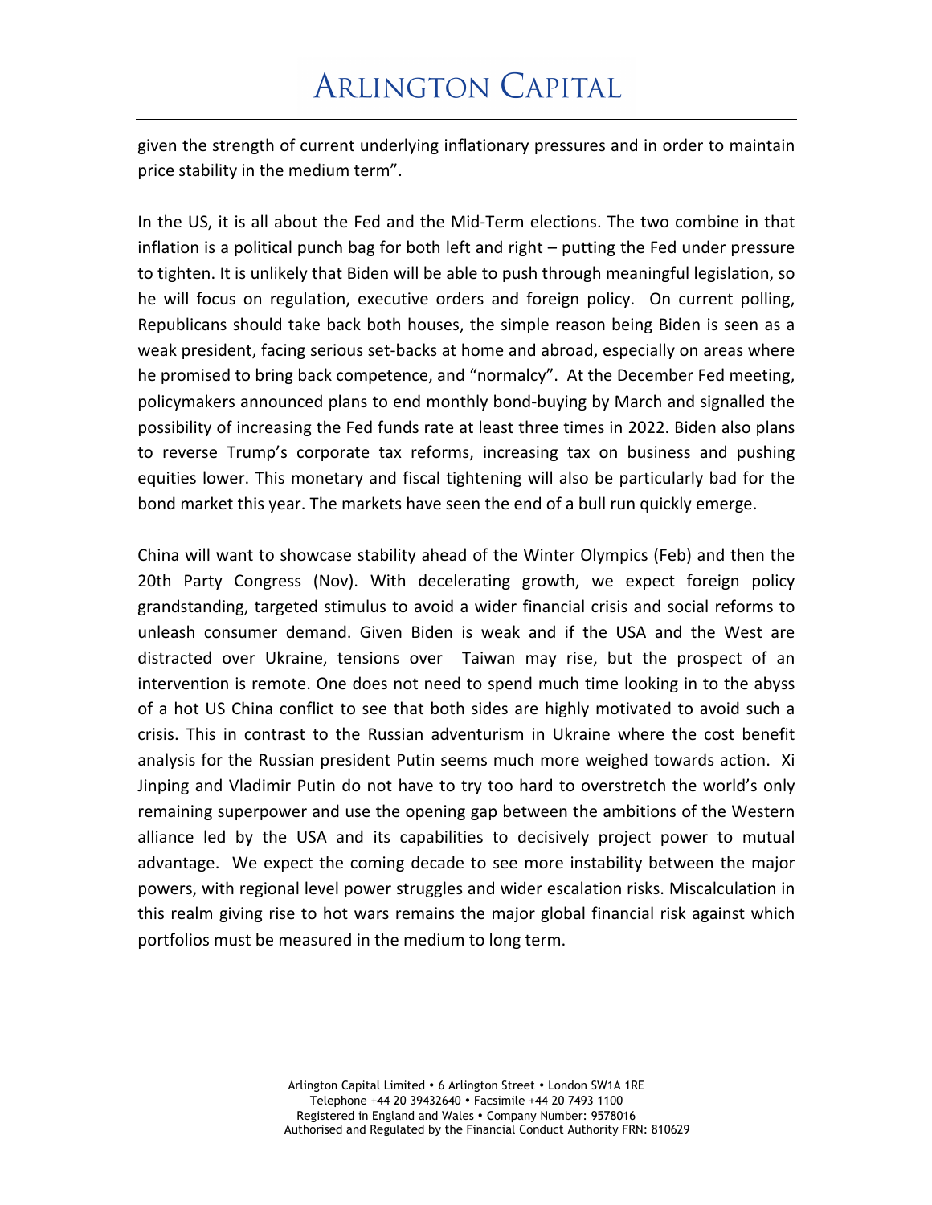given the strength of current underlying inflationary pressures and in order to maintain price stability in the medium term".

In the US, it is all about the Fed and the Mid-Term elections. The two combine in that inflation is a political punch bag for both left and right – putting the Fed under pressure to tighten. It is unlikely that Biden will be able to push through meaningful legislation, so he will focus on regulation, executive orders and foreign policy. On current polling, Republicans should take back both houses, the simple reason being Biden is seen as a weak president, facing serious set-backs at home and abroad, especially on areas where he promised to bring back competence, and "normalcy". At the December Fed meeting, policymakers announced plans to end monthly bond-buying by March and signalled the possibility of increasing the Fed funds rate at least three times in 2022. Biden also plans to reverse Trump's corporate tax reforms, increasing tax on business and pushing equities lower. This monetary and fiscal tightening will also be particularly bad for the bond market this year. The markets have seen the end of a bull run quickly emerge.

China will want to showcase stability ahead of the Winter Olympics (Feb) and then the 20th Party Congress (Nov). With decelerating growth, we expect foreign policy grandstanding, targeted stimulus to avoid a wider financial crisis and social reforms to unleash consumer demand. Given Biden is weak and if the USA and the West are distracted over Ukraine, tensions over Taiwan may rise, but the prospect of an intervention is remote. One does not need to spend much time looking in to the abyss of a hot US China conflict to see that both sides are highly motivated to avoid such a crisis. This in contrast to the Russian adventurism in Ukraine where the cost benefit analysis for the Russian president Putin seems much more weighed towards action. Xi Jinping and Vladimir Putin do not have to try too hard to overstretch the world's only remaining superpower and use the opening gap between the ambitions of the Western alliance led by the USA and its capabilities to decisively project power to mutual advantage. We expect the coming decade to see more instability between the major powers, with regional level power struggles and wider escalation risks. Miscalculation in this realm giving rise to hot wars remains the major global financial risk against which portfolios must be measured in the medium to long term.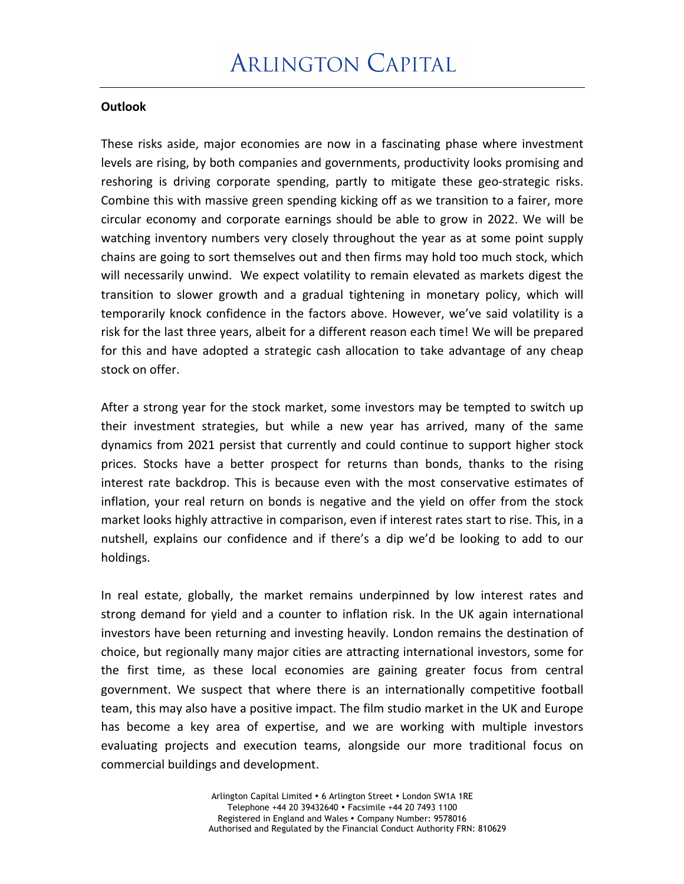**Outlook**

These risks aside, major economies are now in a fascinating phase where investment levels are rising, by both companies and governments, productivity looks promising and reshoring is driving corporate spending, partly to mitigate these geo-strategic risks. Combine this with massive green spending kicking off as we transition to a fairer, more circular economy and corporate earnings should be able to grow in 2022. We will be watching inventory numbers very closely throughout the year as at some point supply chains are going to sort themselves out and then firms may hold too much stock, which will necessarily unwind. We expect volatility to remain elevated as markets digest the transition to slower growth and a gradual tightening in monetary policy, which will temporarily knock confidence in the factors above. However, we've said volatility is a risk for the last three years, albeit for a different reason each time! We will be prepared for this and have adopted a strategic cash allocation to take advantage of any cheap stock on offer.

After a strong year for the stock market, some investors may be tempted to switch up their investment strategies, but while a new year has arrived, many of the same dynamics from 2021 persist that currently and could continue to support higher stock prices. Stocks have a better prospect for returns than bonds, thanks to the rising interest rate backdrop. This is because even with the most conservative estimates of inflation, your real return on bonds is negative and the yield on offer from the stock market looks highly attractive in comparison, even if interest rates start to rise. This, in a nutshell, explains our confidence and if there's a dip we'd be looking to add to our holdings.

In real estate, globally, the market remains underpinned by low interest rates and strong demand for yield and a counter to inflation risk. In the UK again international investors have been returning and investing heavily. London remains the destination of choice, but regionally many major cities are attracting international investors, some for the first time, as these local economies are gaining greater focus from central government. We suspect that where there is an internationally competitive football team, this may also have a positive impact. The film studio market in the UK and Europe has become a key area of expertise, and we are working with multiple investors evaluating projects and execution teams, alongside our more traditional focus on commercial buildings and development.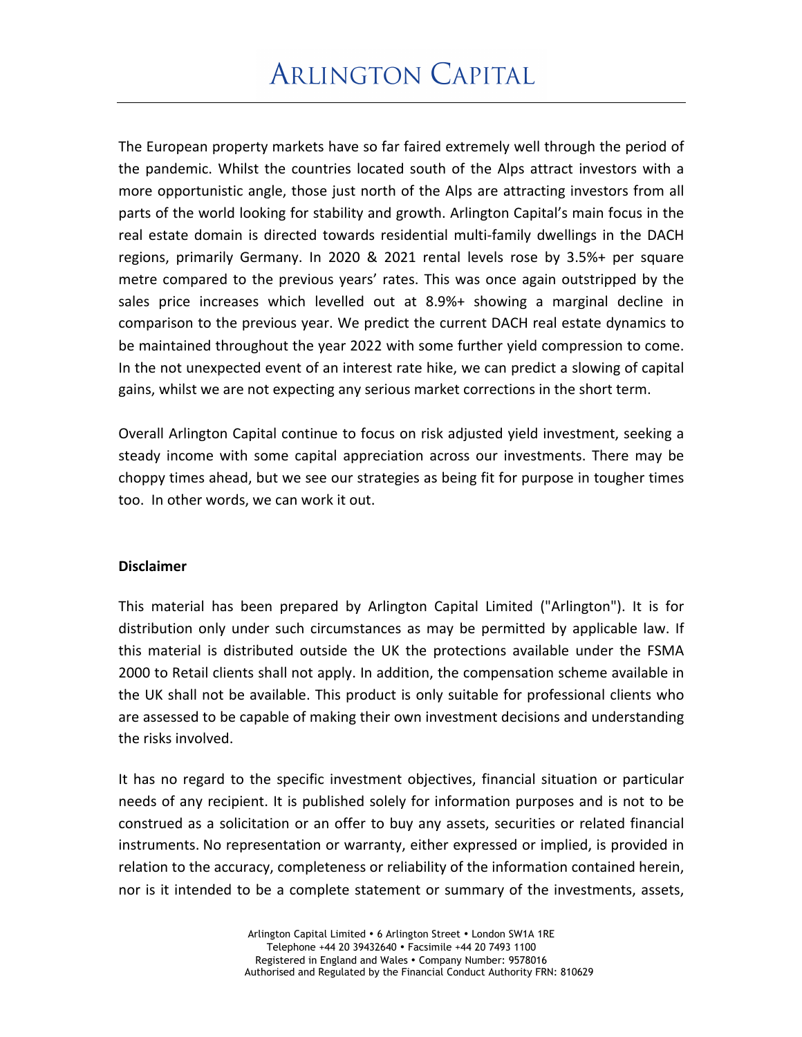The European property markets have so far faired extremely well through the period of the pandemic. Whilst the countries located south of the Alps attract investors with a more opportunistic angle, those just north of the Alps are attracting investors from all parts of the world looking for stability and growth. Arlington Capital's main focus in the real estate domain is directed towards residential multi-family dwellings in the DACH regions, primarily Germany. In 2020 & 2021 rental levels rose by 3.5%+ per square metre compared to the previous years' rates. This was once again outstripped by the sales price increases which levelled out at 8.9%+ showing a marginal decline in comparison to the previous year. We predict the current DACH real estate dynamics to be maintained throughout the year 2022 with some further yield compression to come. In the not unexpected event of an interest rate hike, we can predict a slowing of capital gains, whilst we are not expecting any serious market corrections in the short term.

Overall Arlington Capital continue to focus on risk adjusted yield investment, seeking a steady income with some capital appreciation across our investments. There may be choppy times ahead, but we see our strategies as being fit for purpose in tougher times too. In other words, we can work it out.

**Disclaimer**

This material has been prepared by Arlington Capital Limited ("Arlington"). It is for distribution only under such circumstances as may be permitted by applicable law. If this material is distributed outside the UK the protections available under the FSMA 2000 to Retail clients shall not apply. In addition, the compensation scheme available in the UK shall not be available. This product is only suitable for professional clients who are assessed to be capable of making their own investment decisions and understanding the risks involved.

It has no regard to the specific investment objectives, financial situation or particular needs of any recipient. It is published solely for information purposes and is not to be construed as a solicitation or an offer to buy any assets, securities or related financial instruments. No representation or warranty, either expressed or implied, is provided in relation to the accuracy, completeness or reliability of the information contained herein, nor is it intended to be a complete statement or summary of the investments, assets,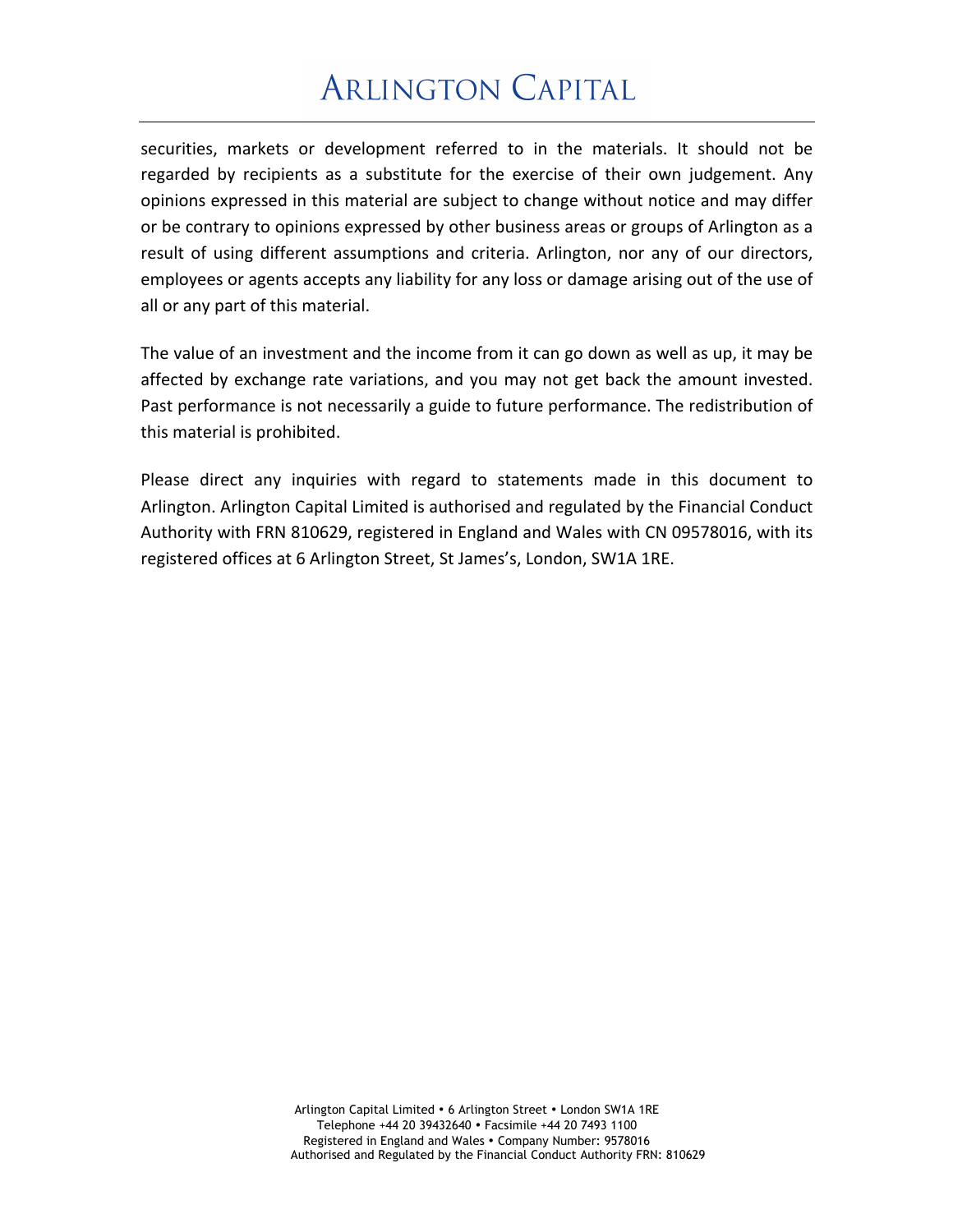securities, markets or development referred to in the materials. It should not be regarded by recipients as a substitute for the exercise of their own judgement. Any opinions expressed in this material are subject to change without notice and may differ or be contrary to opinions expressed by other business areas or groups of Arlington as a result of using different assumptions and criteria. Arlington, nor any of our directors, employees or agents accepts any liability for any loss or damage arising out of the use of all or any part of this material.

The value of an investment and the income from it can go down as well as up, it may be affected by exchange rate variations, and you may not get back the amount invested. Past performance is not necessarily a guide to future performance. The redistribution of this material is prohibited.

Please direct any inquiries with regard to statements made in this document to Arlington. Arlington Capital Limited is authorised and regulated by the Financial Conduct Authority with FRN 810629, registered in England and Wales with CN 09578016, with its registered offices at 6 Arlington Street, St James's, London, SW1A 1RE.